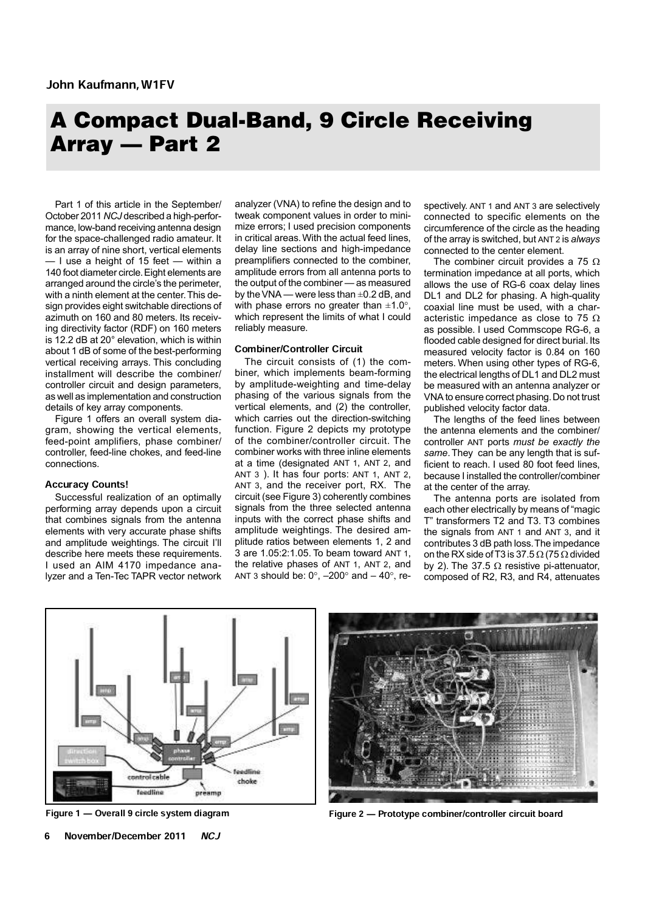John Kaufmann, W1FV

# A Compact Dual-Band, 9 Circle Receiving Array — Part 2

Part 1 of this article in the September/October 2011 *NCJ* described a high-performance, low-band receiving antenna design for the space-challenged radio amateur. It is an array of nine short, vertical elements — I use a height of 15 feet — within a 140 foot diameter circle. Eight elements are arranged around the circle's the perimeter, with a ninth element at the center. This design provides eight switchable directions of azimuth on 160 and 80 meters. Its receiving directivity factor (RDF) on 160 meters is 12.2 dB at 20° elevation, which is within about 1 dB of some of the best-performing vertical receiving arrays. This concluding installment will describe the combiner/controller circuit and design parameters, as well as implementation and construction details of key array components.

Figure 1 offers an overall system diagram, showing the vertical elements, feed-point amplifiers, phase combiner/controller, feed-line chokes, and feed-line connections.

### Accuracy Counts!

Successful realization of an optimally performing array depends upon a circuit that combines signals from the antenna elements with very accurate phase shifts and amplitude weightings. The circuit I'll describe here meets these requirements. I used an AIM 4170 impedance analyzer and a Ten-Tec TAPR vector network analyzer (VNA) to refine the design and to tweak component values in order to minimize errors; I used precision components in critical areas. With the actual feed lines, delay line sections and high-impedance preamplifiers connected to the combiner, amplitude errors from all antenna ports to the output of the combiner — as measured by the VNA — were less than ±0.2 dB, and with phase errors no greater than ±1.0°, which represent the limits of what I could reliably measure.

### Combiner/Controller Circuit

The circuit consists of (1) the combiner, which implements beam-forming by amplitude-weighting and time-delay phasing of the various signals from the vertical elements, and (2) the controller, which carries out the direction-switching function. Figure 2 depicts my prototype of the combiner/controller circuit. The combiner works with three inline elements at a time (designated ANT 1, ANT 2, and ANT 3 ). It has four ports: ANT 1, ANT 2, ANT 3, and the receiver port, RX. The circuit (see Figure 3) coherently combines signals from the three selected antenna inputs with the correct phase shifts and amplitude weightings. The desired amplitude ratios between elements 1, 2 and 3 are 1.05:2:1.05. To beam toward ANT 1, the relative phases of ANT 1, ANT 2, and ANT 3 should be: 0°, –200° and – 40°, respectively. ANT 1 and ANT 3 are selectively connected to specific elements on the circumference of the circle as the heading of the array is switched, but ANT 2 is *always* connected to the center element.

The combiner circuit provides a 75 Ω termination impedance at all ports, which allows the use of RG-6 coax delay lines DL1 and DL2 for phasing. A high-quality coaxial line must be used, with a characteristic impedance as close to 75 Ω as possible. I used Commscope RG-6, a flooded cable designed for direct burial. Its measured velocity factor is 0.84 on 160 meters. When using other types of RG-6, the electrical lengths of DL1 and DL2 must be measured with an antenna analyzer or VNA to ensure correct phasing. Do not trust published velocity factor data.

The lengths of the feed lines between the antenna elements and the combiner/controller ANT ports *must be exactly the same*. They can be any length that is sufficient to reach. I used 80 foot feed lines, because I installed the controller/combiner at the center of the array.

The antenna ports are isolated from each other electrically by means of "magic T" transformers T2 and T3. T3 combines the signals from ANT 1 and ANT 3, and it contributes 3 dB path loss. The impedance on the RX side of T3 is 37.5 Ω (75 Ω divided by 2). The 37.5 Ω resistive pi-attenuator, composed of R2, R3, and R4, attenuates

**Figure 1 — Overall 9 circle system diagram**

**Figure 2 — Prototype combiner/controller circuit board**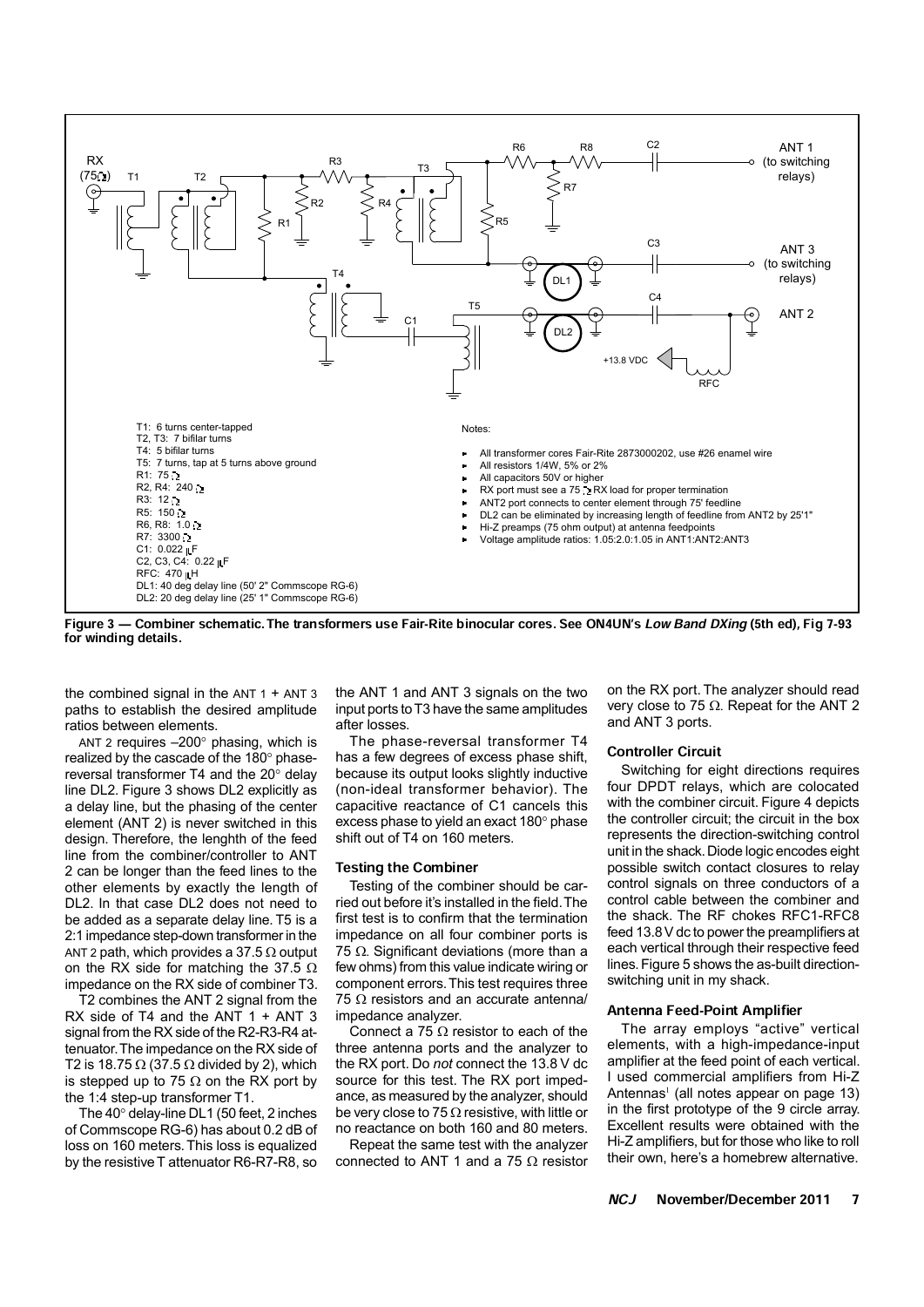T1: 6 turns center-tapped
T2, T3: 7 bifilar turns
T4: 5 bifilar turns
T5: 7 turns, tap at 5 turns above ground
R1: 75 Ω
R2, R4: 240 Ω
R3: 12 Ω
R5: 150 Ω
R6, R8: 1.0 Ω
R7: 3300 Ω
C1: 0.022 μF
C2, C3, C4: 0.22 μF
RFC: 470 μH
DL1: 40 deg delay line (50' 2" Commscope RG-6)
DL2: 20 deg delay line (25' 1" Commscope RG-6)

Notes:

- All transformer cores Fair-Rite 2873000202, use #26 enamel wire
- All resistors 1/4W, 5% or 2%
- All capacitors 50V or higher
- RX port must see a 75 Ω RX load for proper termination
- ANT2 port connects to center element through 75' feedline
- DL2 can be eliminated by increasing length of feedline from ANT2 by 25'1"
- Hi-Z preamps (75 ohm output) at antenna feedpoints
- Voltage amplitude ratios: 1.05:2.0:1.05 in ANT1:ANT2:ANT3

**Figure 3 — Combiner schematic. The transformers use Fair-Rite binocular cores. See ON4UN's *Low Band DXing* (5th ed), Fig 7-93 for winding details.**

the combined signal in the ANT 1 + ANT 3 paths to establish the desired amplitude ratios between elements.

ANT 2 requires –200° phasing, which is realized by the cascade of the 180° phase-reversal transformer T4 and the 20° delay line DL2. Figure 3 shows DL2 explicitly as a delay line, but the phasing of the center element (ANT 2) is never switched in this design. Therefore, the lenghth of the feed line from the combiner/controller to ANT 2 can be longer than the feed lines to the other elements by exactly the length of DL2. In that case DL2 does not need to be added as a separate delay line. T5 is a 2:1 impedance step-down transformer in the ANT 2 path, which provides a 37.5 Ω output on the RX side for matching the 37.5 Ω impedance on the RX side of combiner T3.

T2 combines the ANT 2 signal from the RX side of T4 and the ANT 1 + ANT 3 signal from the RX side of the R2-R3-R4 attenuator. The impedance on the RX side of T2 is 18.75 Ω (37.5 Ω divided by 2), which is stepped up to 75 Ω on the RX port by the 1:4 step-up transformer T1.

The 40° delay-line DL1 (50 feet, 2 inches of Commscope RG-6) has about 0.2 dB of loss on 160 meters. This loss is equalized by the resistive T attenuator R6-R7-R8, so the ANT 1 and ANT 3 signals on the two input ports to T3 have the same amplitudes after losses.

The phase-reversal transformer T4 has a few degrees of excess phase shift, because its output looks slightly inductive (non-ideal transformer behavior). The capacitive reactance of C1 cancels this excess phase to yield an exact 180° phase shift out of T4 on 160 meters.

### Testing the Combiner

Testing of the combiner should be carried out before it's installed in the field. The first test is to confirm that the termination impedance on all four combiner ports is 75 Ω. Significant deviations (more than a few ohms) from this value indicate wiring or component errors. This test requires three 75 Ω resistors and an accurate antenna/impedance analyzer.

Connect a 75 Ω resistor to each of the three antenna ports and the analyzer to the RX port. Do *not* connect the 13.8 V dc source for this test. The RX port impedance, as measured by the analyzer, should be very close to 75 Ω resistive, with little or no reactance on both 160 and 80 meters.

Repeat the same test with the analyzer connected to ANT 1 and a 75 Ω resistor on the RX port. The analyzer should read very close to 75 Ω. Repeat for the ANT 2 and ANT 3 ports.

### Controller Circuit

Switching for eight directions requires four DPDT relays, which are colocated with the combiner circuit. Figure 4 depicts the controller circuit; the circuit in the box represents the direction-switching control unit in the shack. Diode logic encodes eight possible switch contact closures to relay control signals on three conductors of a control cable between the combiner and the shack. The RF chokes RFC1-RFC8 feed 13.8 V dc to power the preamplifiers at each vertical through their respective feed lines. Figure 5 shows the as-built direction-switching unit in my shack.

### Antenna Feed-Point Amplifier

The array employs "active" vertical elements, with a high-impedance-input amplifier at the feed point of each vertical. I used commercial amplifiers from Hi-Z Antennas[1] (all notes appear on page 13) in the first prototype of the 9 circle array. Excellent results were obtained with the Hi-Z amplifiers, but for those who like to roll their own, here's a homebrew alternative.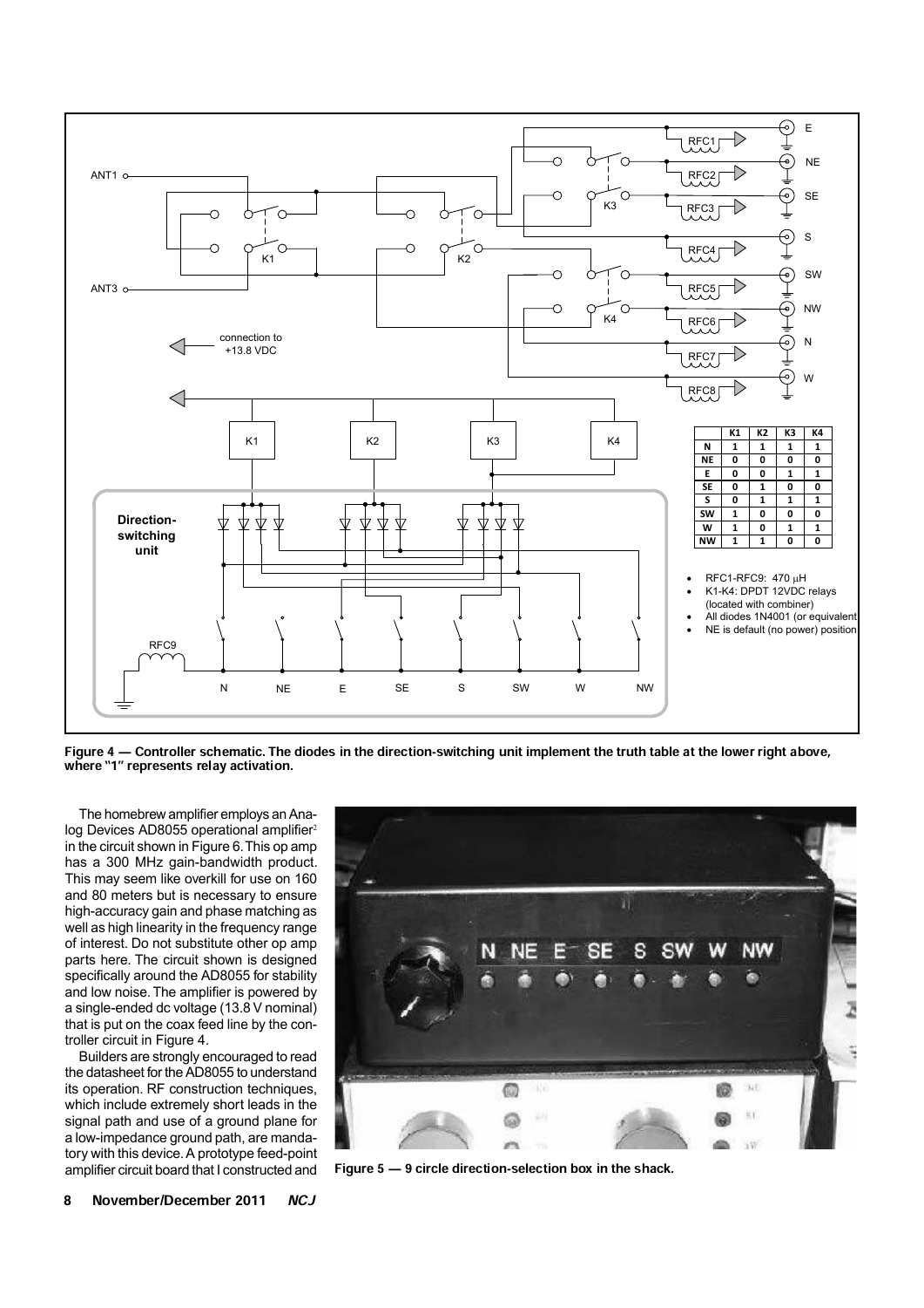| | K1 | K2 | K3 | K4 |
|---|---|---|---|---|
| N | 1 | 1 | 1 | 1 |
| NE | 0 | 0 | 0 | 0 |
| E | 0 | 0 | 1 | 1 |
| SE | 0 | 1 | 0 | 0 |
| S | 0 | 1 | 1 | 1 |
| SW | 1 | 0 | 0 | 0 |
| W | 1 | 0 | 1 | 1 |
| NW | 1 | 1 | 0 | 0 |

- RFC1-RFC9: 470 μH
- K1-K4: DPDT 12VDC relays (located with combiner)
- All diodes 1N4001 (or equivalent)
- NE is default (no power) position

**Figure 4 — Controller schematic. The diodes in the direction-switching unit implement the truth table at the lower right above, where "1" represents relay activation.**

The homebrew amplifier employs an Analog Devices AD8055 operational amplifier[2] in the circuit shown in Figure 6. This op amp has a 300 MHz gain-bandwidth product. This may seem like overkill for use on 160 and 80 meters but is necessary to ensure high-accuracy gain and phase matching as well as high linearity in the frequency range of interest. Do not substitute other op amp parts here. The circuit shown is designed specifically around the AD8055 for stability and low noise. The amplifier is powered by a single-ended dc voltage (13.8 V nominal) that is put on the coax feed line by the controller circuit in Figure 4.

Builders are strongly encouraged to read the datasheet for the AD8055 to understand its operation. RF construction techniques, which include extremely short leads in the signal path and use of a ground plane for a low-impedance ground path, are mandatory with this device. A prototype feed-point amplifier circuit board that I constructed and

**Figure 5 — 9 circle direction-selection box in the shack.**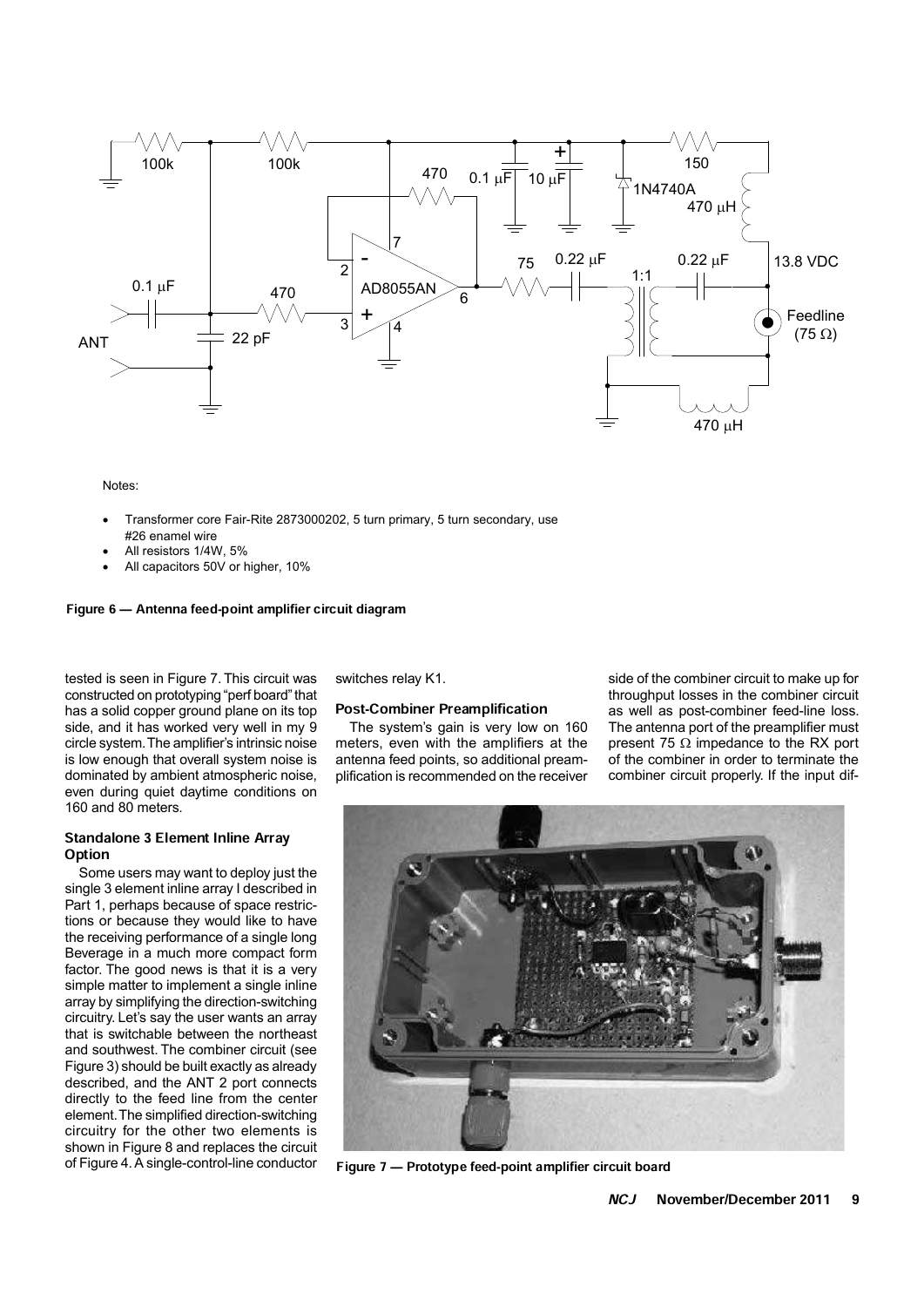Notes:

- Transformer core Fair-Rite 2873000202, 5 turn primary, 5 turn secondary, use #26 enamel wire
- All resistors 1/4W, 5%
- All capacitors 50V or higher, 10%

**Figure 6 — Antenna feed-point amplifier circuit diagram**

tested is seen in Figure 7. This circuit was constructed on prototyping "perf board" that has a solid copper ground plane on its top side, and it has worked very well in my 9 circle system. The amplifier's intrinsic noise is low enough that overall system noise is dominated by ambient atmospheric noise, even during quiet daytime conditions on 160 and 80 meters.

### Standalone 3 Element Inline Array Option

Some users may want to deploy just the single 3 element inline array I described in Part 1, perhaps because of space restrictions or because they would like to have the receiving performance of a single long Beverage in a much more compact form factor. The good news is that it is a very simple matter to implement a single inline array by simplifying the direction-switching circuitry. Let's say the user wants an array that is switchable between the northeast and southwest. The combiner circuit (see Figure 3) should be built exactly as already described, and the ANT 2 port connects directly to the feed line from the center element. The simplified direction-switching circuitry for the other two elements is shown in Figure 8 and replaces the circuit of Figure 4. A single-control-line conductor switches relay K1.

### Post-Combiner Preamplification

The system's gain is very low on 160 meters, even with the amplifiers at the antenna feed points, so additional preamplification is recommended on the receiver side of the combiner circuit to make up for throughput losses in the combiner circuit as well as post-combiner feed-line loss. The antenna port of the preamplifier must present 75 Ω impedance to the RX port of the combiner in order to terminate the combiner circuit properly. If the input dif-

**Figure 7 — Prototype feed-point amplifier circuit board**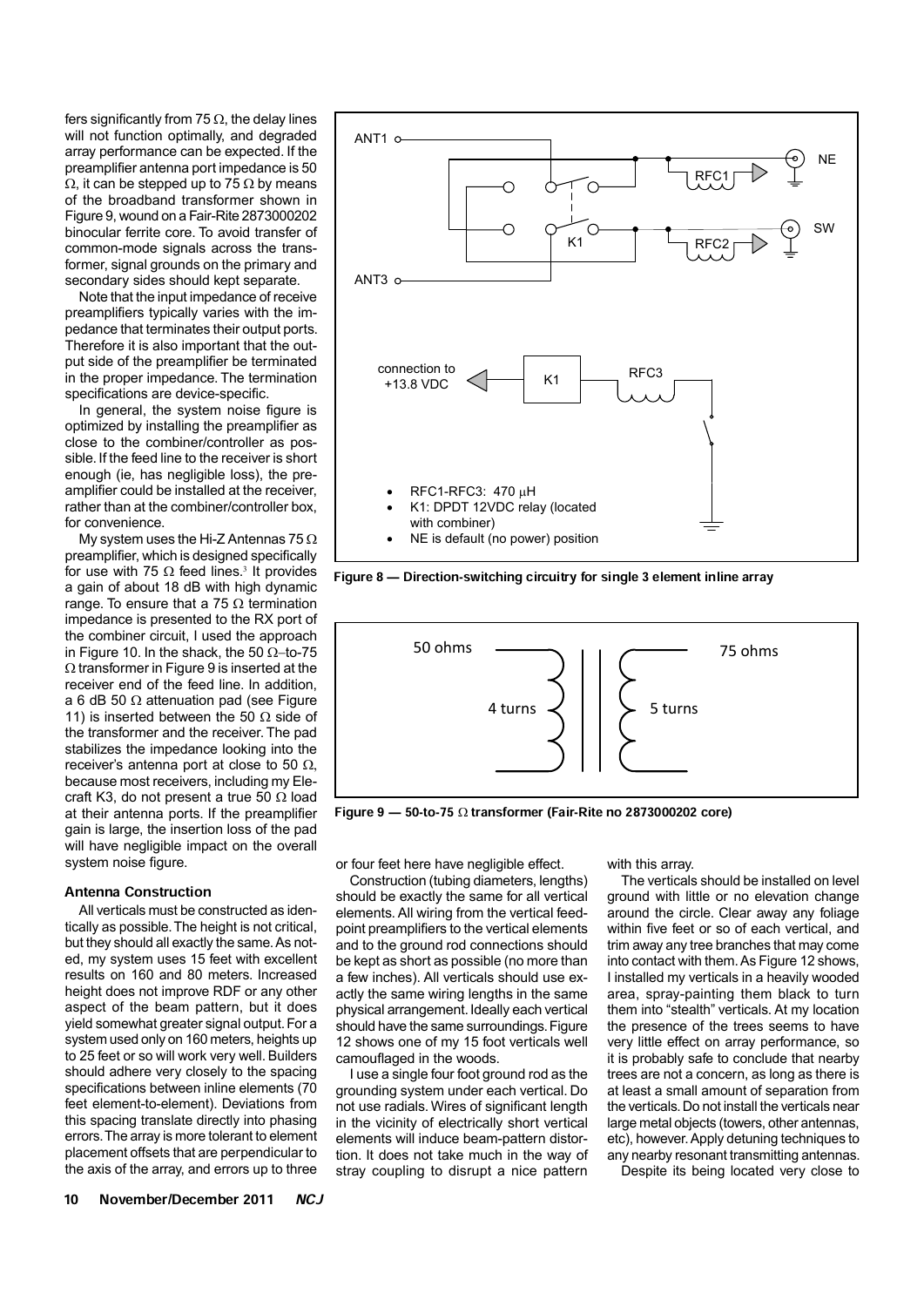fers significantly from 75 Ω, the delay lines will not function optimally, and degraded array performance can be expected. If the preamplifier antenna port impedance is 50 Ω, it can be stepped up to 75 Ω by means of the broadband transformer shown in Figure 9, wound on a Fair-Rite 2873000202 binocular ferrite core. To avoid transfer of common-mode signals across the transformer, signal grounds on the primary and secondary sides should kept separate.

Note that the input impedance of receive preamplifiers typically varies with the impedance that terminates their output ports. Therefore it is also important that the output side of the preamplifier be terminated in the proper impedance. The termination specifications are device-specific.

In general, the system noise figure is optimized by installing the preamplifier as close to the combiner/controller as possible. If the feed line to the receiver is short enough (ie, has negligible loss), the preamplifier could be installed at the receiver, rather than at the combiner/controller box, for convenience.

My system uses the Hi-Z Antennas 75 Ω preamplifier, which is designed specifically for use with 75 Ω feed lines.[3] It provides a gain of about 18 dB with high dynamic range. To ensure that a 75 Ω termination impedance is presented to the RX port of the combiner circuit, I used the approach in Figure 10. In the shack, the 50 Ω–to-75 Ω transformer in Figure 9 is inserted at the receiver end of the feed line. In addition, a 6 dB 50 Ω attenuation pad (see Figure 11) is inserted between the 50 Ω side of the transformer and the receiver. The pad stabilizes the impedance looking into the receiver's antenna port at close to 50 Ω, because most receivers, including my Elecraft K3, do not present a true 50 Ω load at their antenna ports. If the preamplifier gain is large, the insertion loss of the pad will have negligible impact on the overall system noise figure.

### Antenna Construction

All verticals must be constructed as identically as possible. The height is not critical, but they should all exactly the same. As noted, my system uses 15 feet with excellent results on 160 and 80 meters. Increased height does not improve RDF or any other aspect of the beam pattern, but it does yield somewhat greater signal output. For a system used only on 160 meters, heights up to 25 feet or so will work very well. Builders should adhere very closely to the spacing specifications between inline elements (70 feet element-to-element). Deviations from this spacing translate directly into phasing errors. The array is more tolerant to element placement offsets that are perpendicular to the axis of the array, and errors up to three or four feet here have negligible effect.

Construction (tubing diameters, lengths) should be exactly the same for all vertical elements. All wiring from the vertical feedpoint preamplifiers to the vertical elements and to the ground rod connections should be kept as short as possible (no more than a few inches). All verticals should use exactly the same wiring lengths in the same physical arrangement. Ideally each vertical should have the same surroundings. Figure 12 shows one of my 15 foot verticals well camouflaged in the woods.

I use a single four foot ground rod as the grounding system under each vertical. Do not use radials. Wires of significant length in the vicinity of electrically short vertical elements will induce beam-pattern distortion. It does not take much in the way of stray coupling to disrupt a nice pattern with this array.

The verticals should be installed on level ground with little or no elevation change around the circle. Clear away any foliage within five feet or so of each vertical, and trim away any tree branches that may come into contact with them. As Figure 12 shows, I installed my verticals in a heavily wooded area, spray-painting them black to turn them into "stealth" verticals. At my location the presence of the trees seems to have very little effect on array performance, so it is probably safe to conclude that nearby trees are not a concern, as long as there is at least a small amount of separation from the verticals. Do not install the verticals near large metal objects (towers, other antennas, etc), however. Apply detuning techniques to any nearby resonant transmitting antennas.

Despite its being located very close to

- RFC1-RFC3: 470 μH
- K1: DPDT 12VDC relay (located with combiner)
- NE is default (no power) position

**Figure 8 — Direction-switching circuitry for single 3 element inline array**

**Figure 9 — 50-to-75 Ω transformer (Fair-Rite no 2873000202 core)**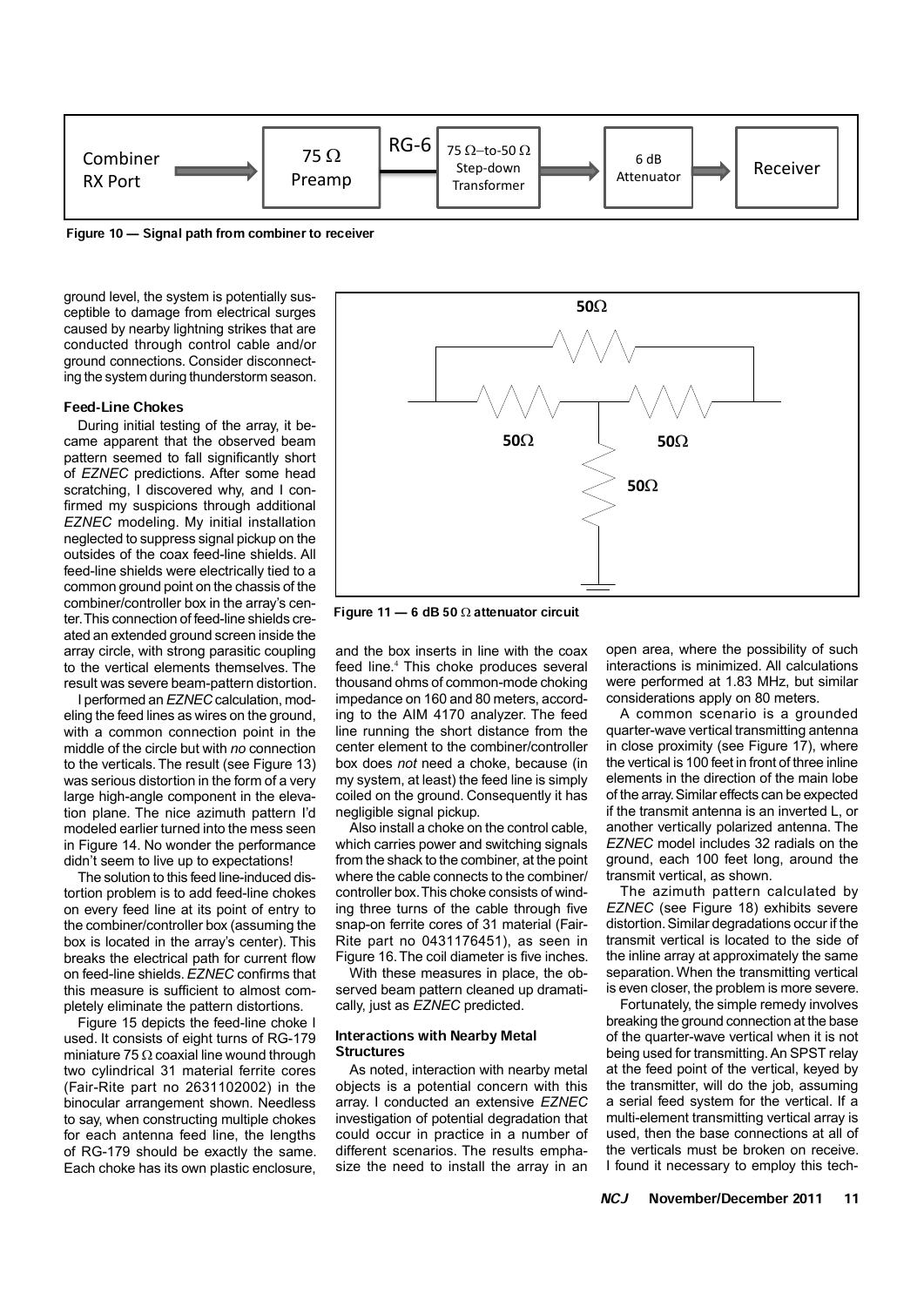Figure 10 — Signal path from combiner to receiver

Figure 11 — 6 dB 50 Ω attenuator circuit

ground level, the system is potentially susceptible to damage from electrical surges caused by nearby lightning strikes that are conducted through control cable and/or ground connections. Consider disconnecting the system during thunderstorm season.

### Feed-Line Chokes

During initial testing of the array, it became apparent that the observed beam pattern seemed to fall significantly short of *EZNEC* predictions. After some head scratching, I discovered why, and I confirmed my suspicions through additional *EZNEC* modeling. My initial installation neglected to suppress signal pickup on the outsides of the coax feed-line shields. All feed-line shields were electrically tied to a common ground point on the chassis of the combiner/controller box in the array's center. This connection of feed-line shields created an extended ground screen inside the array circle, with strong parasitic coupling to the vertical elements themselves. The result was severe beam-pattern distortion.

I performed an *EZNEC* calculation, modeling the feed lines as wires on the ground, with a common connection point in the middle of the circle but with *no* connection to the verticals. The result (see Figure 13) was serious distortion in the form of a very large high-angle component in the elevation plane. The nice azimuth pattern I'd modeled earlier turned into the mess seen in Figure 14. No wonder the performance didn't seem to live up to expectations!

The solution to this feed line-induced distortion problem is to add feed-line chokes on every feed line at its point of entry to the combiner/controller box (assuming the box is located in the array's center). This breaks the electrical path for current flow on feed-line shields. *EZNEC* confirms that this measure is sufficient to almost completely eliminate the pattern distortions.

Figure 15 depicts the feed-line choke I used. It consists of eight turns of RG-179 miniature 75 Ω coaxial line wound through two cylindrical 31 material ferrite cores (Fair-Rite part no 2631102002) in the binocular arrangement shown. Needless to say, when constructing multiple chokes for each antenna feed line, the lengths of RG-179 should be exactly the same. Each choke has its own plastic enclosure, and the box inserts in line with the coax feed line.[4] This choke produces several thousand ohms of common-mode choking impedance on 160 and 80 meters, according to the AIM 4170 analyzer. The feed line running the short distance from the center element to the combiner/controller box does *not* need a choke, because (in my system, at least) the feed line is simply coiled on the ground. Consequently it has negligible signal pickup.

Also install a choke on the control cable, which carries power and switching signals from the shack to the combiner, at the point where the cable connects to the combiner/controller box. This choke consists of winding three turns of the cable through five snap-on ferrite cores of 31 material (Fair-Rite part no 0431176451), as seen in Figure 16. The coil diameter is five inches.

With these measures in place, the observed beam pattern cleaned up dramatically, just as *EZNEC* predicted.

### Interactions with Nearby Metal Structures

As noted, interaction with nearby metal objects is a potential concern with this array. I conducted an extensive *EZNEC* investigation of potential degradation that could occur in practice in a number of different scenarios. The results emphasize the need to install the array in an open area, where the possibility of such interactions is minimized. All calculations were performed at 1.83 MHz, but similar considerations apply on 80 meters.

A common scenario is a grounded quarter-wave vertical transmitting antenna in close proximity (see Figure 17), where the vertical is 100 feet in front of three inline elements in the direction of the main lobe of the array. Similar effects can be expected if the transmit antenna is an inverted L, or another vertically polarized antenna. The *EZNEC* model includes 32 radials on the ground, each 100 feet long, around the transmit vertical, as shown.

The azimuth pattern calculated by *EZNEC* (see Figure 18) exhibits severe distortion. Similar degradations occur if the transmit vertical is located to the side of the inline array at approximately the same separation. When the transmitting vertical is even closer, the problem is more severe.

Fortunately, the simple remedy involves breaking the ground connection at the base of the quarter-wave vertical when it is not being used for transmitting. An SPST relay at the feed point of the vertical, keyed by the transmitter, will do the job, assuming a serial feed system for the vertical. If a multi-element transmitting vertical array is used, then the base connections at all of the verticals must be broken on receive. I found it necessary to employ this tech-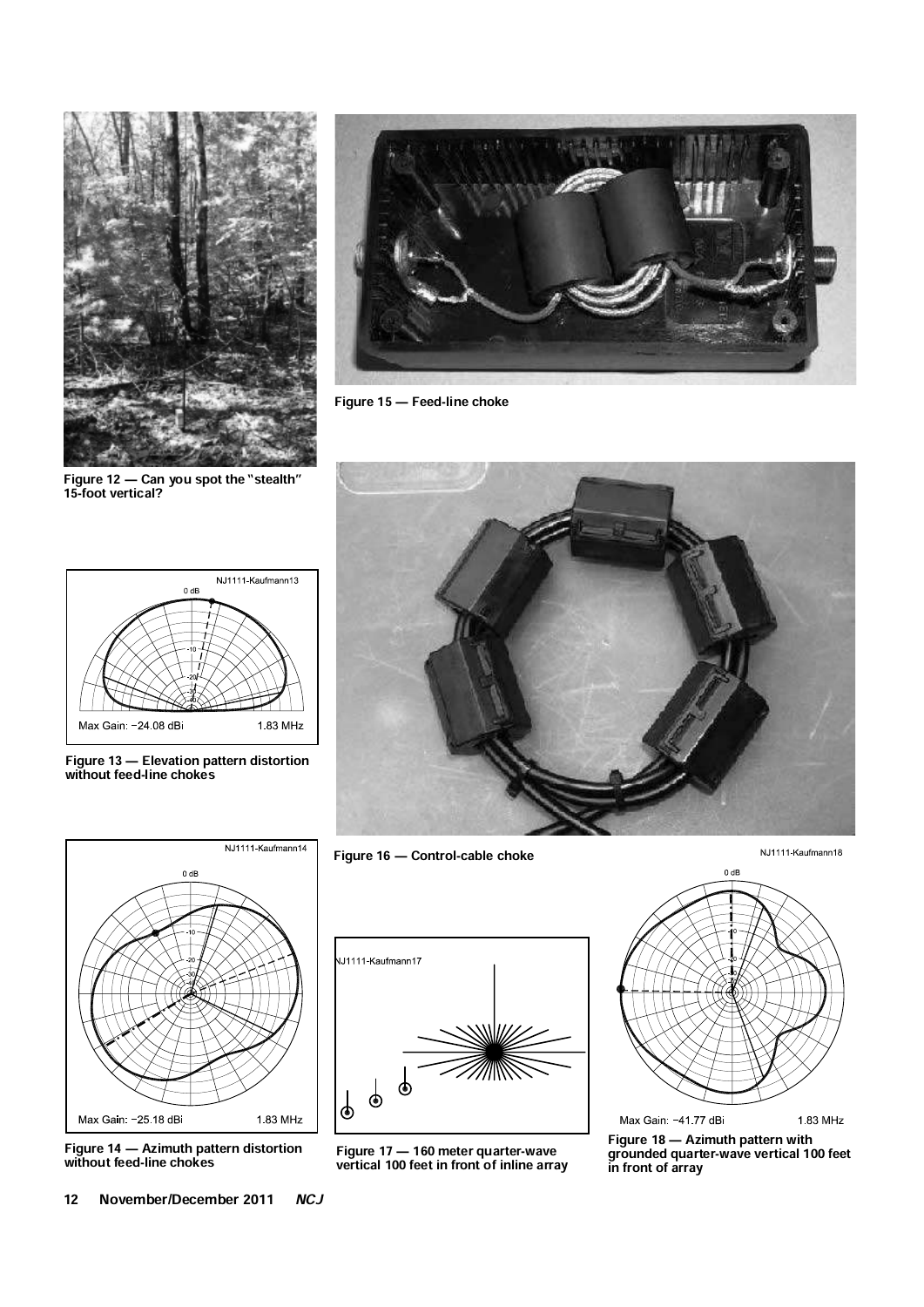Figure 12 — Can you spot the "stealth" 15-foot vertical?

Figure 13 — Elevation pattern distortion without feed-line chokes

Figure 14 — Azimuth pattern distortion without feed-line chokes

Figure 15 — Feed-line choke

Figure 16 — Control-cable choke

Figure 17 — 160 meter quarter-wave vertical 100 feet in front of inline array

Figure 18 — Azimuth pattern with grounded quarter-wave vertical 100 feet in front of array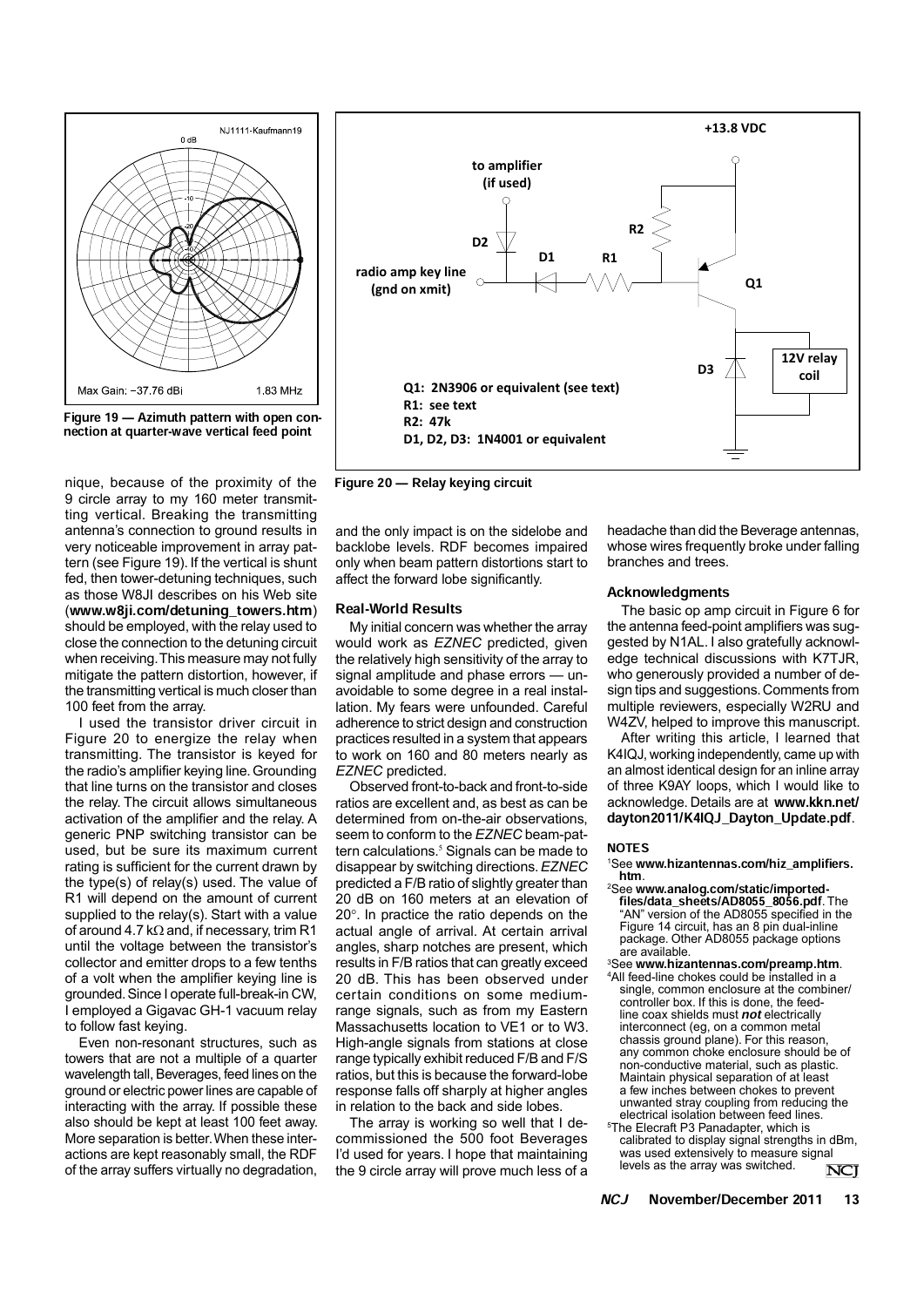NJ1111-Kaufmann19

0 dB

-10

-20

-40

Max Gain: −37.76 dBi

1.83 MHz

**Figure 19 — Azimuth pattern with open connection at quarter-wave vertical feed point**

+13.8 VDC

to amplifier (if used)

D2

D1

R1

R2

radio amp key line (gnd on xmit)

Q1

D3

12V relay coil

Q1: 2N3906 or equivalent (see text)
R1: see text
R2: 47k
D1, D2, D3: 1N4001 or equivalent

**Figure 20 — Relay keying circuit**

nique, because of the proximity of the 9 circle array to my 160 meter transmitting vertical. Breaking the transmitting antenna's connection to ground results in very noticeable improvement in array pattern (see Figure 19). If the vertical is shunt fed, then tower-detuning techniques, such as those W8JI describes on his Web site (**www.w8ji.com/detuning_towers.htm**) should be employed, with the relay used to close the connection to the detuning circuit when receiving. This measure may not fully mitigate the pattern distortion, however, if the transmitting vertical is much closer than 100 feet from the array.

I used the transistor driver circuit in Figure 20 to energize the relay when transmitting. The transistor is keyed for the radio's amplifier keying line. Grounding that line turns on the transistor and closes the relay. The circuit allows simultaneous activation of the amplifier and the relay. A generic PNP switching transistor can be used, but be sure its maximum current rating is sufficient for the current drawn by the type(s) of relay(s) used. The value of R1 will depend on the amount of current supplied to the relay(s). Start with a value of around 4.7 kΩ and, if necessary, trim R1 until the voltage between the transistor's collector and emitter drops to a few tenths of a volt when the amplifier keying line is grounded. Since I operate full-break-in CW, I employed a Gigavac GH-1 vacuum relay to follow fast keying.

Even non-resonant structures, such as towers that are not a multiple of a quarter wavelength tall, Beverages, feed lines on the ground or electric power lines are capable of interacting with the array. If possible these also should be kept at least 100 feet away. More separation is better. When these interactions are kept reasonably small, the RDF of the array suffers virtually no degradation, and the only impact is on the sidelobe and backlobe levels. RDF becomes impaired only when beam pattern distortions start to affect the forward lobe significantly.

### Real-World Results

My initial concern was whether the array would work as *EZNEC* predicted, given the relatively high sensitivity of the array to signal amplitude and phase errors — unavoidable to some degree in a real installation. My fears were unfounded. Careful adherence to strict design and construction practices resulted in a system that appears to work on 160 and 80 meters nearly as *EZNEC* predicted.

Observed front-to-back and front-to-side ratios are excellent and, as best as can be determined from on-the-air observations, seem to conform to the *EZNEC* beam-pattern calculations.[5] Signals can be made to disappear by switching directions. *EZNEC* predicted a F/B ratio of slightly greater than 20 dB on 160 meters at an elevation of 20°. In practice the ratio depends on the actual angle of arrival. At certain arrival angles, sharp notches are present, which results in F/B ratios that can greatly exceed 20 dB. This has been observed under certain conditions on some medium-range signals, such as from my Eastern Massachusetts location to VE1 or to W3. High-angle signals from stations at close range typically exhibit reduced F/B and F/S ratios, but this is because the forward-lobe response falls off sharply at higher angles in relation to the back and side lobes.

The array is working so well that I decommissioned the 500 foot Beverages I'd used for years. I hope that maintaining the 9 circle array will prove much less of a headache than did the Beverage antennas, whose wires frequently broke under falling branches and trees.

### Acknowledgments

The basic op amp circuit in Figure 6 for the antenna feed-point amplifiers was suggested by N1AL. I also gratefully acknowledge technical discussions with K7TJR, who generously provided a number of design tips and suggestions. Comments from multiple reviewers, especially W2RU and W4ZV, helped to improve this manuscript.

After writing this article, I learned that K4IQJ, working independently, came up with an almost identical design for an inline array of three K9AY loops, which I would like to acknowledge. Details are at **www.kkn.net/dayton2011/K4IQJ_Dayton_Update.pdf**.

### NOTES

[1]See **www.hizantennas.com/hiz_amplifiers.htm**.

[2]See **www.analog.com/static/imported-files/data_sheets/AD8055_8056.pdf**. The "AN" version of the AD8055 specified in the Figure 14 circuit, has an 8 pin dual-inline package. Other AD8055 package options are available.

[3]See **www.hizantennas.com/preamp.htm**.

[4]All feed-line chokes could be installed in a single, common enclosure at the combiner/controller box. If this is done, the feed-line coax shields must ***not*** electrically interconnect (eg, on a common metal chassis ground plane). For this reason, any common choke enclosure should be of non-conductive material, such as plastic. Maintain physical separation of at least a few inches between chokes to prevent unwanted stray coupling from reducing the electrical isolation between feed lines.

[5]The Elecraft P3 Panadapter, which is calibrated to display signal strengths in dBm, was used extensively to measure signal levels as the array was switched.